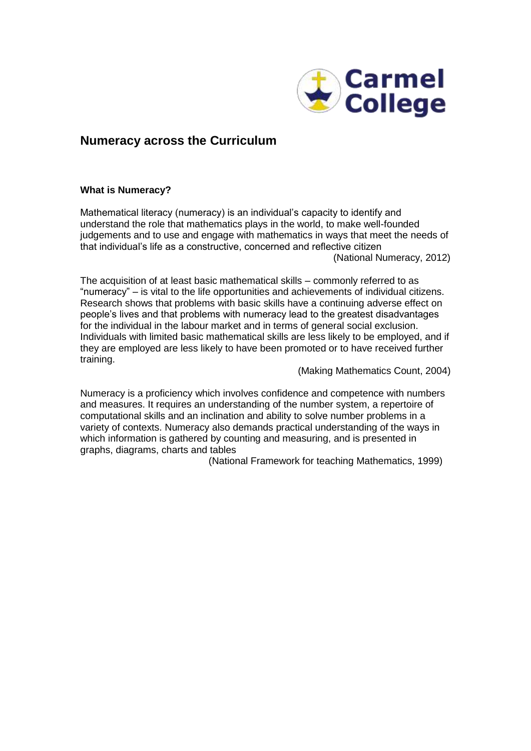# Numeracy across the Curriculum

### What is Numeracy?

Mathematical literacy (numeracy) is an individual's capacity to identify and understand the role that mathematics plays in the world, to make well-founded judgements and to use and engage with mathematics in ways that meet the needs of that individual's life as a constructive, concerned and reflective citizen

(National Numeracy, 2012)

The acquisition of at least basic mathematical skills – commonly referred to as "numeracy" – is vital to the life opportunities and achievements of individual citizens. Research shows that problems with basic skills have a continuing adverse effect on people's lives and that problems with numeracy lead to the greatest disadvantages for the individual in the labour market and in terms of general social exclusion. Individuals with limited basic mathematical skills are less likely to be employed, and if they are employed are less likely to have been promoted or to have received further training.

(Making Mathematics Count, 2004)

Numeracy is a proficiency which involves confidence and competence with numbers and measures. It requires an understanding of the number system, a repertoire of computational skills and an inclination and ability to solve number problems in a variety of contexts. Numeracy also demands practical understanding of the ways in which information is gathered by counting and measuring, and is presented in graphs, diagrams, charts and tables

(National Framework for teaching Mathematics, 1999)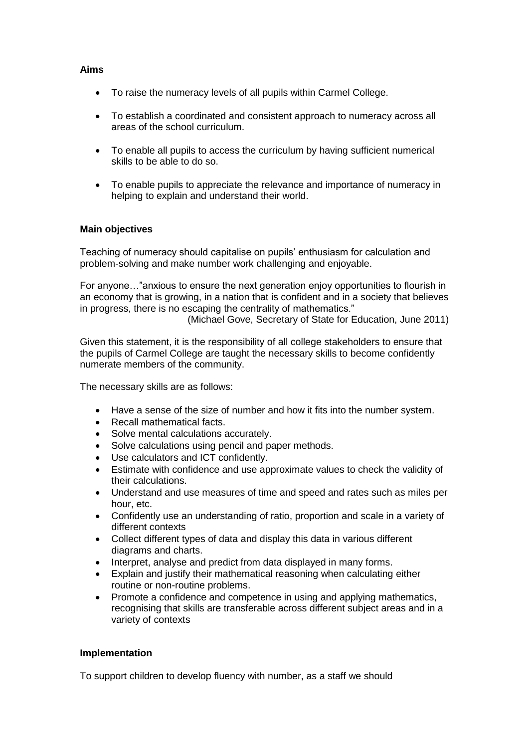**Aims**

- To raise the numeracy levels of all pupils within Carmel College.
- To establish a coordinated and consistent approach to numeracy across all areas of the school curriculum.
- To enable all pupils to access the curriculum by having sufficient numerical skills to be able to do so.
- To enable pupils to appreciate the relevance and importance of numeracy in helping to explain and understand their world.

**Main objectives**

Teaching of numeracy should capitalise on pupils' enthusiasm for calculation and problem-solving and make number work challenging and enjoyable.

For anyone…"anxious to ensure the next generation enjoy opportunities to flourish in an economy that is growing, in a nation that is confident and in a society that believes in progress, there is no escaping the centrality of mathematics."

(Michael Gove, Secretary of State for Education, June 2011)

Given this statement, it is the responsibility of all college stakeholders to ensure that the pupils of Carmel College are taught the necessary skills to become confidently numerate members of the community.

The necessary skills are as follows:

- Have a sense of the size of number and how it fits into the number system.
- Recall mathematical facts.
- Solve mental calculations accurately.
- Solve calculations using pencil and paper methods.
- Use calculators and ICT confidently.
- Estimate with confidence and use approximate values to check the validity of their calculations.
- Understand and use measures of time and speed and rates such as miles per hour, etc.
- Confidently use an understanding of ratio, proportion and scale in a variety of different contexts
- Collect different types of data and display this data in various different diagrams and charts.
- Interpret, analyse and predict from data displayed in many forms.
- Explain and justify their mathematical reasoning when calculating either routine or non-routine problems.
- Promote a confidence and competence in using and applying mathematics, recognising that skills are transferable across different subject areas and in a variety of contexts

**Implementation**

To support children to develop fluency with number, as a staff we should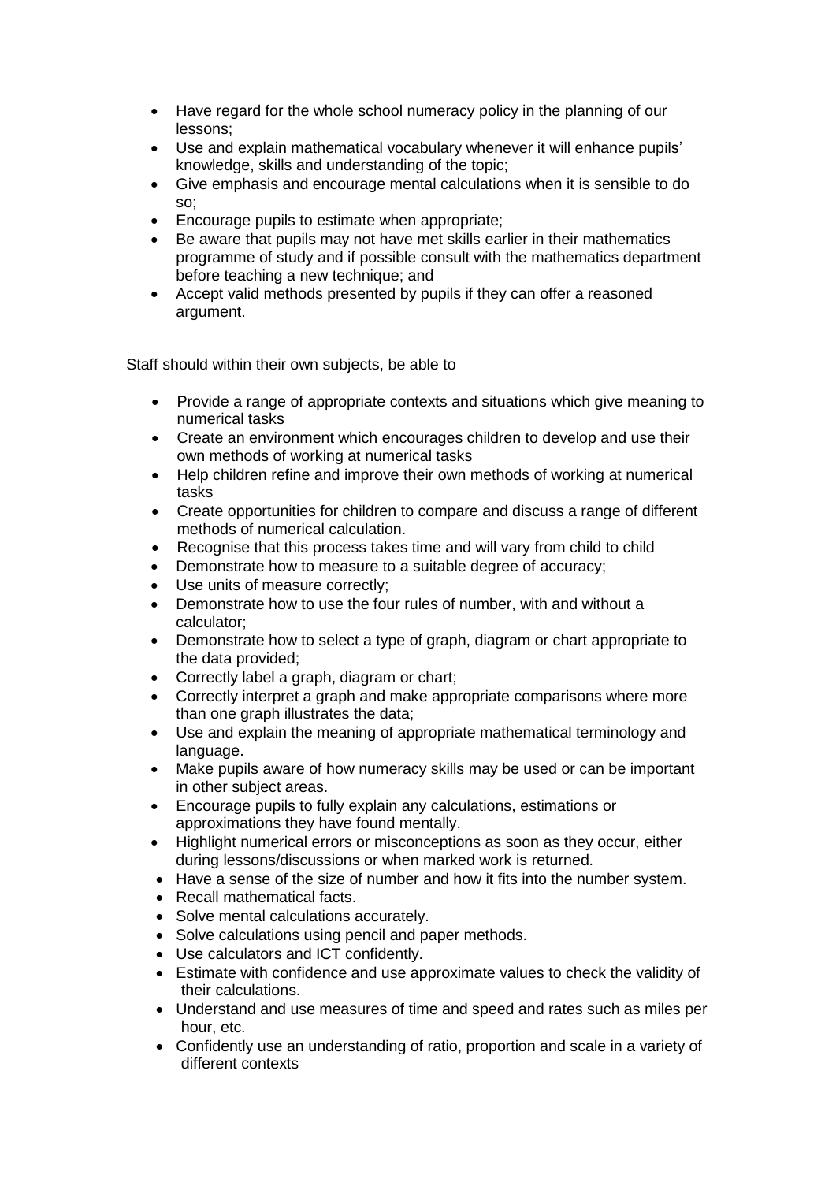- Have regard for the whole school numeracy policy in the planning of our lessons;
- Use and explain mathematical vocabulary whenever it will enhance pupils' knowledge, skills and understanding of the topic;
- Give emphasis and encourage mental calculations when it is sensible to do so;
- Encourage pupils to estimate when appropriate;
- Be aware that pupils may not have met skills earlier in their mathematics programme of study and if possible consult with the mathematics department before teaching a new technique; and
- Accept valid methods presented by pupils if they can offer a reasoned argument.

Staff should within their own subjects, be able to

- Provide a range of appropriate contexts and situations which give meaning to numerical tasks
- Create an environment which encourages children to develop and use their own methods of working at numerical tasks
- Help children refine and improve their own methods of working at numerical tasks
- Create opportunities for children to compare and discuss a range of different methods of numerical calculation.
- Recognise that this process takes time and will vary from child to child
- Demonstrate how to measure to a suitable degree of accuracy;
- Use units of measure correctly;
- Demonstrate how to use the four rules of number, with and without a calculator;
- Demonstrate how to select a type of graph, diagram or chart appropriate to the data provided;
- Correctly label a graph, diagram or chart;
- Correctly interpret a graph and make appropriate comparisons where more than one graph illustrates the data;
- Use and explain the meaning of appropriate mathematical terminology and language.
- Make pupils aware of how numeracy skills may be used or can be important in other subject areas.
- Encourage pupils to fully explain any calculations, estimations or approximations they have found mentally.
- Highlight numerical errors or misconceptions as soon as they occur, either during lessons/discussions or when marked work is returned.
- Have a sense of the size of number and how it fits into the number system.
- Recall mathematical facts.
- Solve mental calculations accurately.
- Solve calculations using pencil and paper methods.
- Use calculators and ICT confidently.
- Estimate with confidence and use approximate values to check the validity of their calculations.
- Understand and use measures of time and speed and rates such as miles per hour, etc.
- Confidently use an understanding of ratio, proportion and scale in a variety of different contexts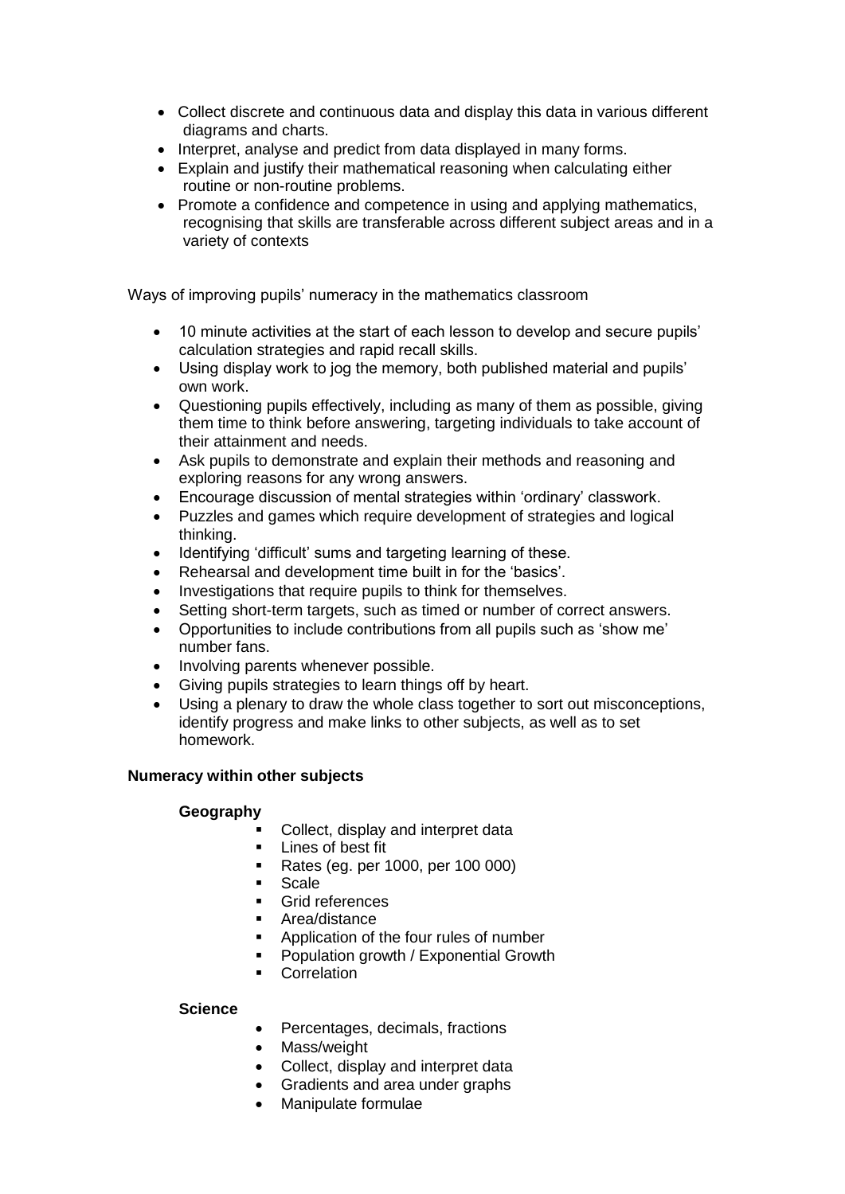- Collect discrete and continuous data and display this data in various different diagrams and charts.
- Interpret, analyse and predict from data displayed in many forms.
- Explain and justify their mathematical reasoning when calculating either routine or non-routine problems.
- Promote a confidence and competence in using and applying mathematics, recognising that skills are transferable across different subject areas and in a variety of contexts

Ways of improving pupils' numeracy in the mathematics classroom

- 10 minute activities at the start of each lesson to develop and secure pupils' calculation strategies and rapid recall skills.
- Using display work to jog the memory, both published material and pupils' own work.
- Questioning pupils effectively, including as many of them as possible, giving them time to think before answering, targeting individuals to take account of their attainment and needs.
- Ask pupils to demonstrate and explain their methods and reasoning and exploring reasons for any wrong answers.
- Encourage discussion of mental strategies within 'ordinary' classwork.
- Puzzles and games which require development of strategies and logical thinking.
- Identifying 'difficult' sums and targeting learning of these.
- Rehearsal and development time built in for the 'basics'.
- Investigations that require pupils to think for themselves.
- Setting short-term targets, such as timed or number of correct answers.
- Opportunities to include contributions from all pupils such as 'show me' number fans.
- Involving parents whenever possible.
- Giving pupils strategies to learn things off by heart.
- Using a plenary to draw the whole class together to sort out misconceptions, identify progress and make links to other subjects, as well as to set homework.

**Numeracy within other subjects**

**Geography**

- Collect, display and interpret data
- Lines of best fit
- Rates (eg. per 1000, per 100 000)
- Scale
- Grid references
- Area/distance
- Application of the four rules of number
- Population growth / Exponential Growth
- Correlation

**Science**

- Percentages, decimals, fractions
- Mass/weight
- Collect, display and interpret data
- Gradients and area under graphs
- Manipulate formulae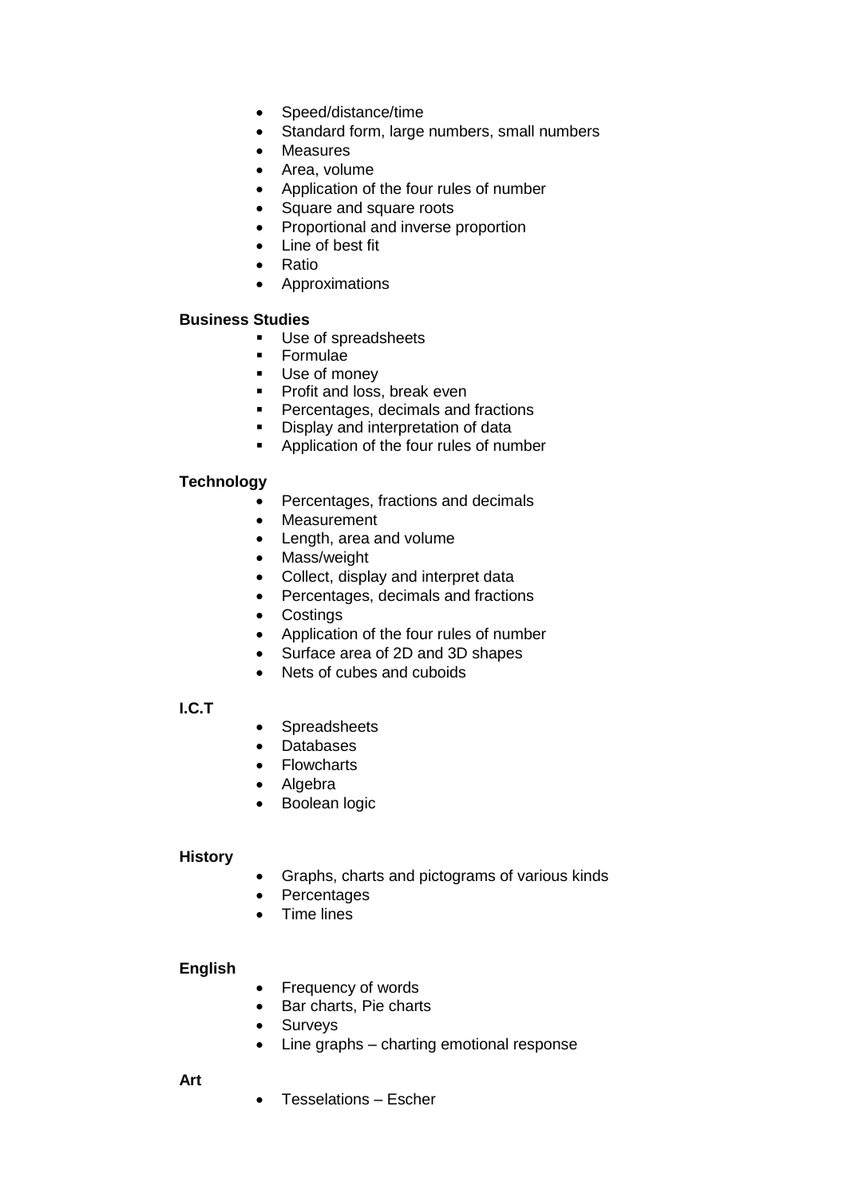- Speed/distance/time
- Standard form, large numbers, small numbers
- Measures
- Area, volume
- Application of the four rules of number
- Square and square roots
- Proportional and inverse proportion
- Line of best fit
- Ratio
- Approximations

**Business Studies**

- Use of spreadsheets
- Formulae
- Use of money
- Profit and loss, break even
- Percentages, decimals and fractions
- Display and interpretation of data
- Application of the four rules of number

**Technology**

- Percentages, fractions and decimals
- Measurement
- Length, area and volume
- Mass/weight
- Collect, display and interpret data
- Percentages, decimals and fractions
- Costings
- Application of the four rules of number
- Surface area of 2D and 3D shapes
- Nets of cubes and cuboids

**I.C.T**

- Spreadsheets
- Databases
- Flowcharts
- Algebra
- Boolean logic

**History**

- Graphs, charts and pictograms of various kinds
- Percentages
- Time lines

**English**

- Frequency of words
- Bar charts, Pie charts
- Surveys
- Line graphs – charting emotional response

**Art**

- Tesselations – Escher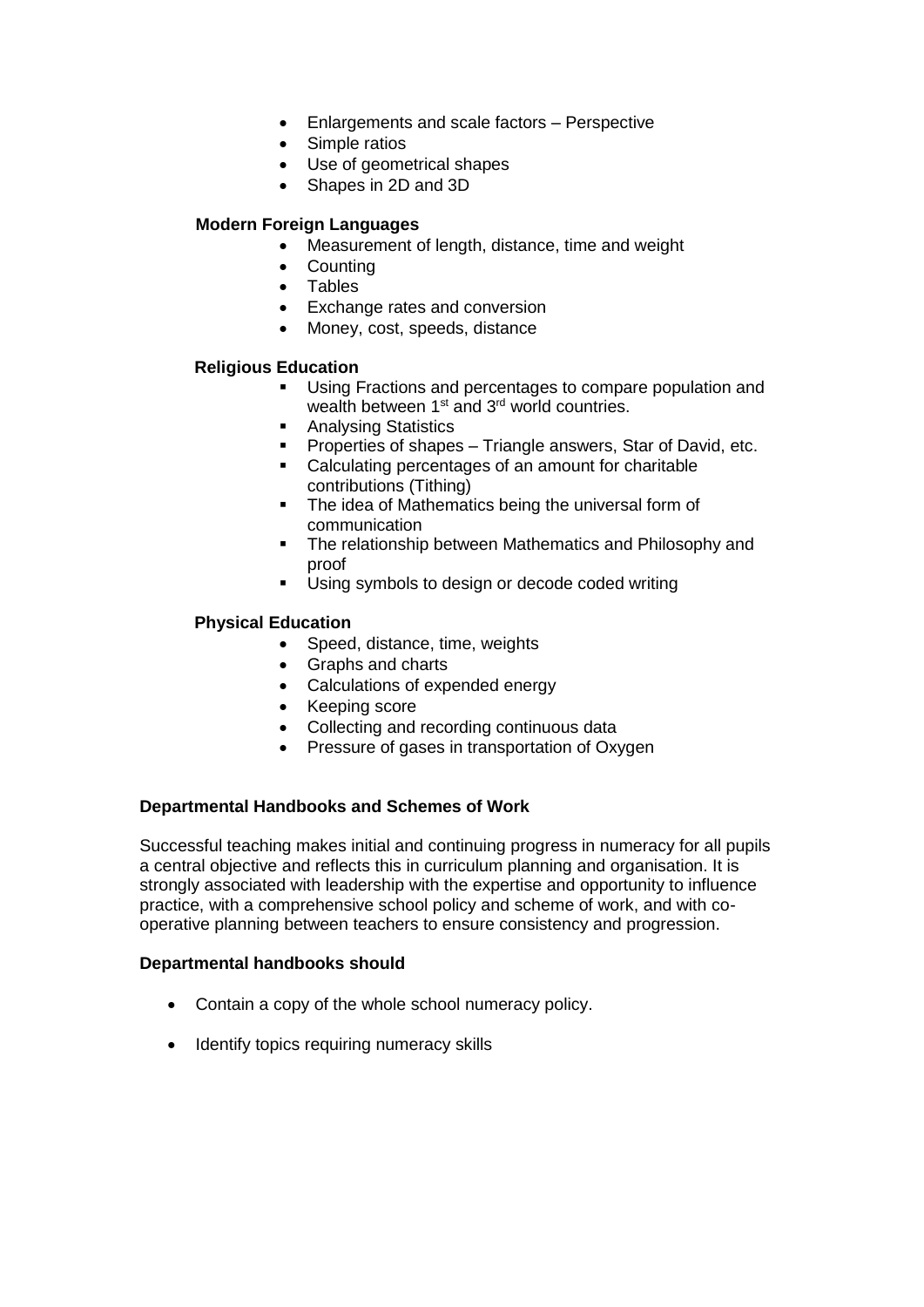- Enlargements and scale factors – Perspective
- Simple ratios
- Use of geometrical shapes
- Shapes in 2D and 3D

**Modern Foreign Languages**

- Measurement of length, distance, time and weight
- Counting
- Tables
- Exchange rates and conversion
- Money, cost, speeds, distance

**Religious Education**

- Using Fractions and percentages to compare population and wealth between 1st and 3rd world countries.
- Analysing Statistics
- Properties of shapes – Triangle answers, Star of David, etc.
- Calculating percentages of an amount for charitable contributions (Tithing)
- The idea of Mathematics being the universal form of communication
- The relationship between Mathematics and Philosophy and proof
- Using symbols to design or decode coded writing

**Physical Education**

- Speed, distance, time, weights
- Graphs and charts
- Calculations of expended energy
- Keeping score
- Collecting and recording continuous data
- Pressure of gases in transportation of Oxygen

**Departmental Handbooks and Schemes of Work**

Successful teaching makes initial and continuing progress in numeracy for all pupils a central objective and reflects this in curriculum planning and organisation. It is strongly associated with leadership with the expertise and opportunity to influence practice, with a comprehensive school policy and scheme of work, and with co-operative planning between teachers to ensure consistency and progression.

**Departmental handbooks should**

- Contain a copy of the whole school numeracy policy.
- Identify topics requiring numeracy skills